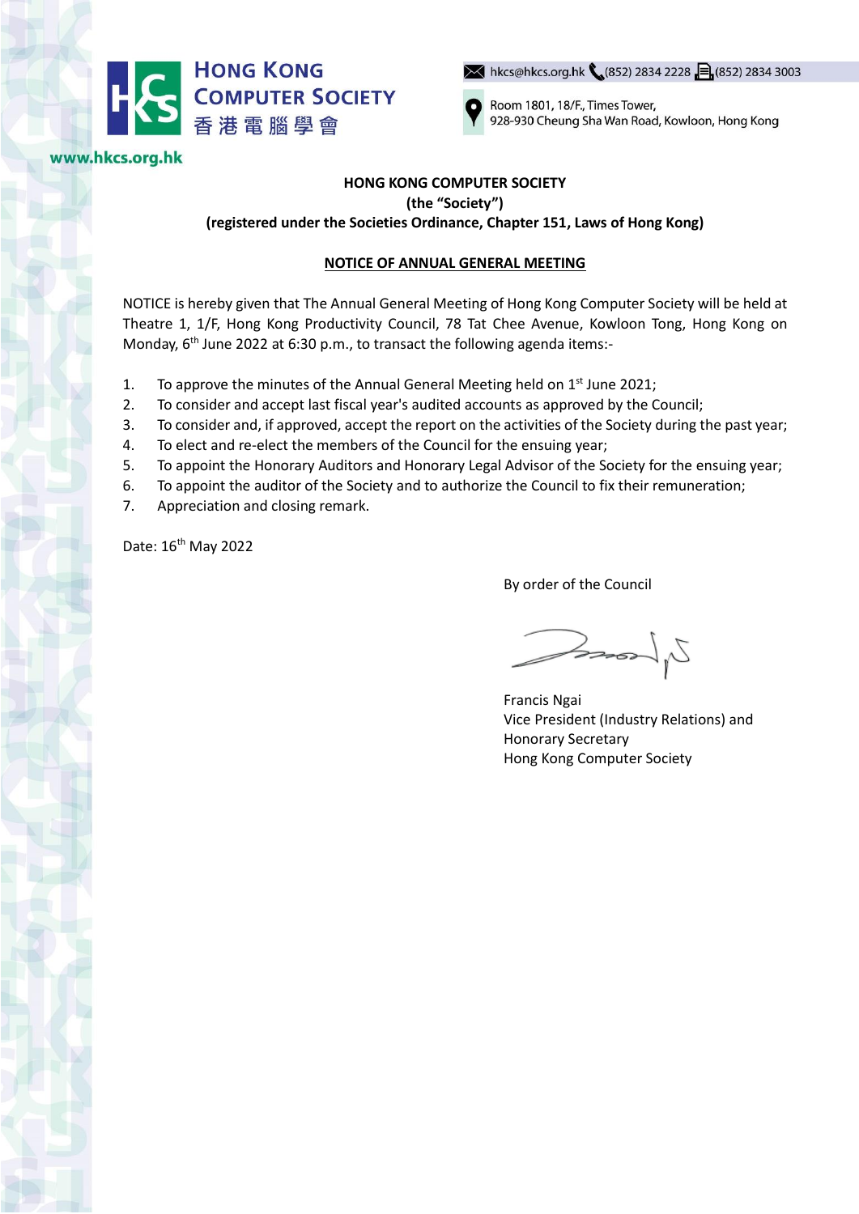**HONG KONG COMPUTER SOCIETY**
**香港電腦學會**

hkcs@hkcs.org.hk (852) 2834 2228 (852) 2834 3003

Room 1801, 18/F., Times Tower,
928-930 Cheung Sha Wan Road, Kowloon, Hong Kong

www.hkcs.org.hk

**HONG KONG COMPUTER SOCIETY**
**(the "Society")**
**(registered under the Societies Ordinance, Chapter 151, Laws of Hong Kong)**

## NOTICE OF ANNUAL GENERAL MEETING

NOTICE is hereby given that The Annual General Meeting of Hong Kong Computer Society will be held at Theatre 1, 1/F, Hong Kong Productivity Council, 78 Tat Chee Avenue, Kowloon Tong, Hong Kong on Monday, 6th June 2022 at 6:30 p.m., to transact the following agenda items:-

1. To approve the minutes of the Annual General Meeting held on 1st June 2021;
2. To consider and accept last fiscal year's audited accounts as approved by the Council;
3. To consider and, if approved, accept the report on the activities of the Society during the past year;
4. To elect and re-elect the members of the Council for the ensuing year;
5. To appoint the Honorary Auditors and Honorary Legal Advisor of the Society for the ensuing year;
6. To appoint the auditor of the Society and to authorize the Council to fix their remuneration;
7. Appreciation and closing remark.

Date: 16th May 2022

By order of the Council

Francis Ngai
Vice President (Industry Relations) and
Honorary Secretary
Hong Kong Computer Society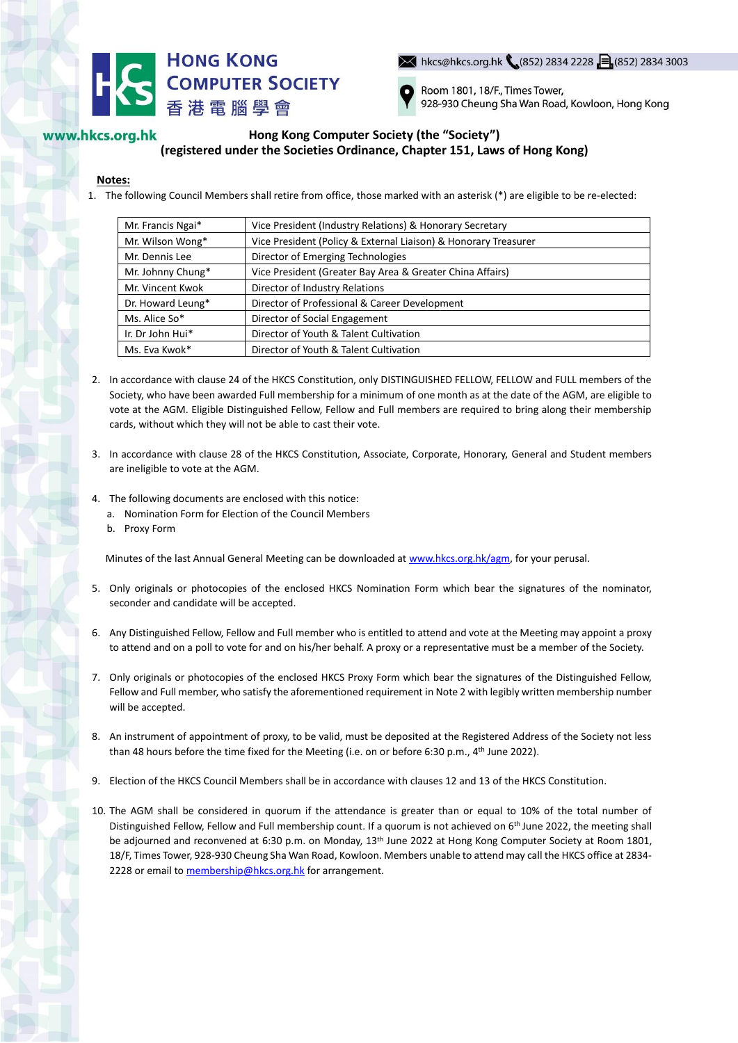# HONG KONG COMPUTER SOCIETY 香港電腦學會

hkcs@hkcs.org.hk (852) 2834 2228 (852) 2834 3003

Room 1801, 18/F., Times Tower,
928-930 Cheung Sha Wan Road, Kowloon, Hong Kong

www.hkcs.org.hk

**Hong Kong Computer Society (the "Society")**
**(registered under the Societies Ordinance, Chapter 151, Laws of Hong Kong)**

**Notes:**

1. The following Council Members shall retire from office, those marked with an asterisk (*) are eligible to be re-elected:

| | |
|---|---|
| Mr. Francis Ngai* | Vice President (Industry Relations) & Honorary Secretary |
| Mr. Wilson Wong* | Vice President (Policy & External Liaison) & Honorary Treasurer |
| Mr. Dennis Lee | Director of Emerging Technologies |
| Mr. Johnny Chung* | Vice President (Greater Bay Area & Greater China Affairs) |
| Mr. Vincent Kwok | Director of Industry Relations |
| Dr. Howard Leung* | Director of Professional & Career Development |
| Ms. Alice So* | Director of Social Engagement |
| Ir. Dr John Hui* | Director of Youth & Talent Cultivation |
| Ms. Eva Kwok* | Director of Youth & Talent Cultivation |

2. In accordance with clause 24 of the HKCS Constitution, only DISTINGUISHED FELLOW, FELLOW and FULL members of the Society, who have been awarded Full membership for a minimum of one month as at the date of the AGM, are eligible to vote at the AGM. Eligible Distinguished Fellow, Fellow and Full members are required to bring along their membership cards, without which they will not be able to cast their vote.

3. In accordance with clause 28 of the HKCS Constitution, Associate, Corporate, Honorary, General and Student members are ineligible to vote at the AGM.

4. The following documents are enclosed with this notice:
   a. Nomination Form for Election of the Council Members
   b. Proxy Form

   Minutes of the last Annual General Meeting can be downloaded at www.hkcs.org.hk/agm, for your perusal.

5. Only originals or photocopies of the enclosed HKCS Nomination Form which bear the signatures of the nominator, seconder and candidate will be accepted.

6. Any Distinguished Fellow, Fellow and Full member who is entitled to attend and vote at the Meeting may appoint a proxy to attend and on a poll to vote for and on his/her behalf. A proxy or a representative must be a member of the Society.

7. Only originals or photocopies of the enclosed HKCS Proxy Form which bear the signatures of the Distinguished Fellow, Fellow and Full member, who satisfy the aforementioned requirement in Note 2 with legibly written membership number will be accepted.

8. An instrument of appointment of proxy, to be valid, must be deposited at the Registered Address of the Society not less than 48 hours before the time fixed for the Meeting (i.e. on or before 6:30 p.m., 4th June 2022).

9. Election of the HKCS Council Members shall be in accordance with clauses 12 and 13 of the HKCS Constitution.

10. The AGM shall be considered in quorum if the attendance is greater than or equal to 10% of the total number of Distinguished Fellow, Fellow and Full membership count. If a quorum is not achieved on 6th June 2022, the meeting shall be adjourned and reconvened at 6:30 p.m. on Monday, 13th June 2022 at Hong Kong Computer Society at Room 1801, 18/F, Times Tower, 928-930 Cheung Sha Wan Road, Kowloon. Members unable to attend may call the HKCS office at 2834-2228 or email to membership@hkcs.org.hk for arrangement.